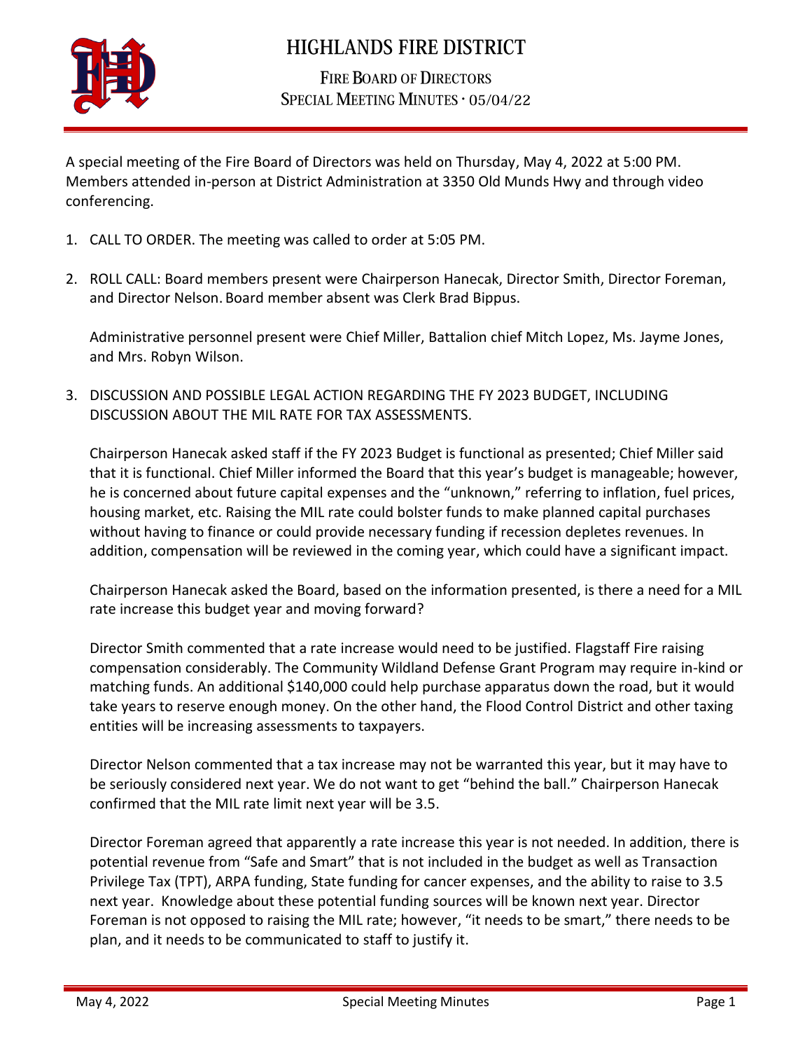# HIGHLANDS FIRE DISTRICT

## FIRE BOARD OF DIRECTORS
## SPECIAL MEETING MINUTES · 05/04/22

A special meeting of the Fire Board of Directors was held on Thursday, May 4, 2022 at 5:00 PM. Members attended in-person at District Administration at 3350 Old Munds Hwy and through video conferencing.

1. CALL TO ORDER. The meeting was called to order at 5:05 PM.

2. ROLL CALL: Board members present were Chairperson Hanecak, Director Smith, Director Foreman, and Director Nelson. Board member absent was Clerk Brad Bippus.

   Administrative personnel present were Chief Miller, Battalion chief Mitch Lopez, Ms. Jayme Jones, and Mrs. Robyn Wilson.

3. DISCUSSION AND POSSIBLE LEGAL ACTION REGARDING THE FY 2023 BUDGET, INCLUDING DISCUSSION ABOUT THE MIL RATE FOR TAX ASSESSMENTS.

   Chairperson Hanecak asked staff if the FY 2023 Budget is functional as presented; Chief Miller said that it is functional. Chief Miller informed the Board that this year's budget is manageable; however, he is concerned about future capital expenses and the "unknown," referring to inflation, fuel prices, housing market, etc. Raising the MIL rate could bolster funds to make planned capital purchases without having to finance or could provide necessary funding if recession depletes revenues. In addition, compensation will be reviewed in the coming year, which could have a significant impact.

   Chairperson Hanecak asked the Board, based on the information presented, is there a need for a MIL rate increase this budget year and moving forward?

   Director Smith commented that a rate increase would need to be justified. Flagstaff Fire raising compensation considerably. The Community Wildland Defense Grant Program may require in-kind or matching funds. An additional $140,000 could help purchase apparatus down the road, but it would take years to reserve enough money. On the other hand, the Flood Control District and other taxing entities will be increasing assessments to taxpayers.

   Director Nelson commented that a tax increase may not be warranted this year, but it may have to be seriously considered next year. We do not want to get "behind the ball." Chairperson Hanecak confirmed that the MIL rate limit next year will be 3.5.

   Director Foreman agreed that apparently a rate increase this year is not needed. In addition, there is potential revenue from "Safe and Smart" that is not included in the budget as well as Transaction Privilege Tax (TPT), ARPA funding, State funding for cancer expenses, and the ability to raise to 3.5 next year. Knowledge about these potential funding sources will be known next year. Director Foreman is not opposed to raising the MIL rate; however, "it needs to be smart," there needs to be plan, and it needs to be communicated to staff to justify it.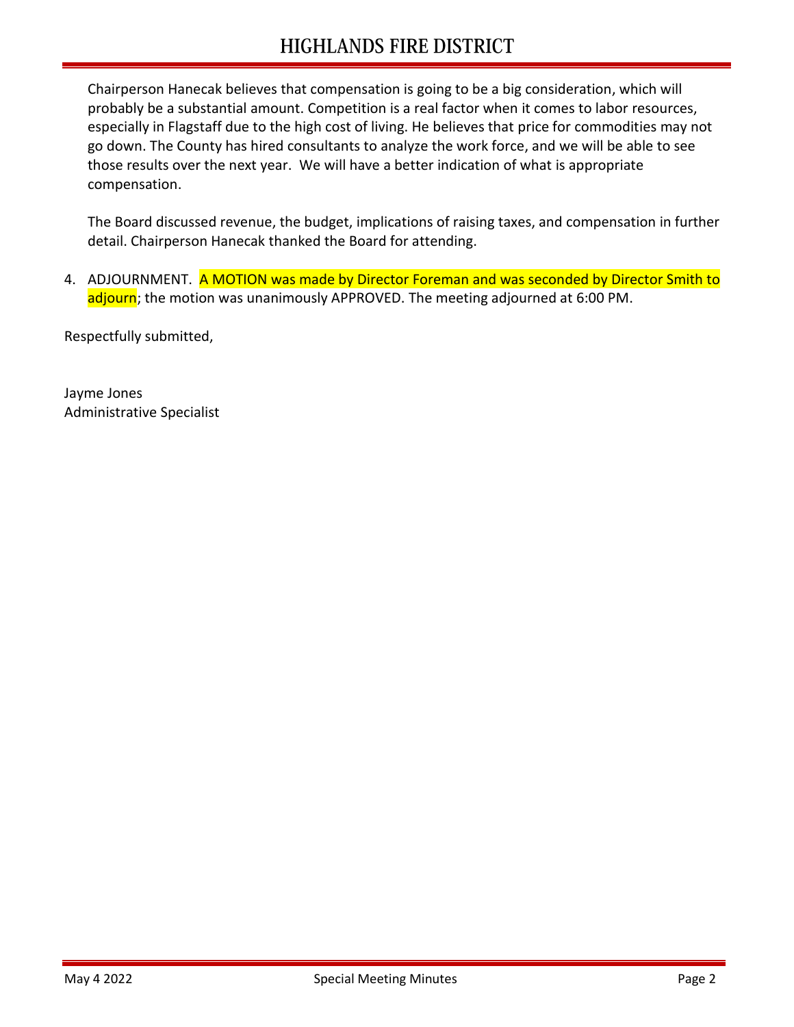Chairperson Hanecak believes that compensation is going to be a big consideration, which will probably be a substantial amount. Competition is a real factor when it comes to labor resources, especially in Flagstaff due to the high cost of living. He believes that price for commodities may not go down. The County has hired consultants to analyze the work force, and we will be able to see those results over the next year. We will have a better indication of what is appropriate compensation.

The Board discussed revenue, the budget, implications of raising taxes, and compensation in further detail. Chairperson Hanecak thanked the Board for attending.

4. ADJOURNMENT. A MOTION was made by Director Foreman and was seconded by Director Smith to adjourn; the motion was unanimously APPROVED. The meeting adjourned at 6:00 PM.

Respectfully submitted,

Jayme Jones
Administrative Specialist